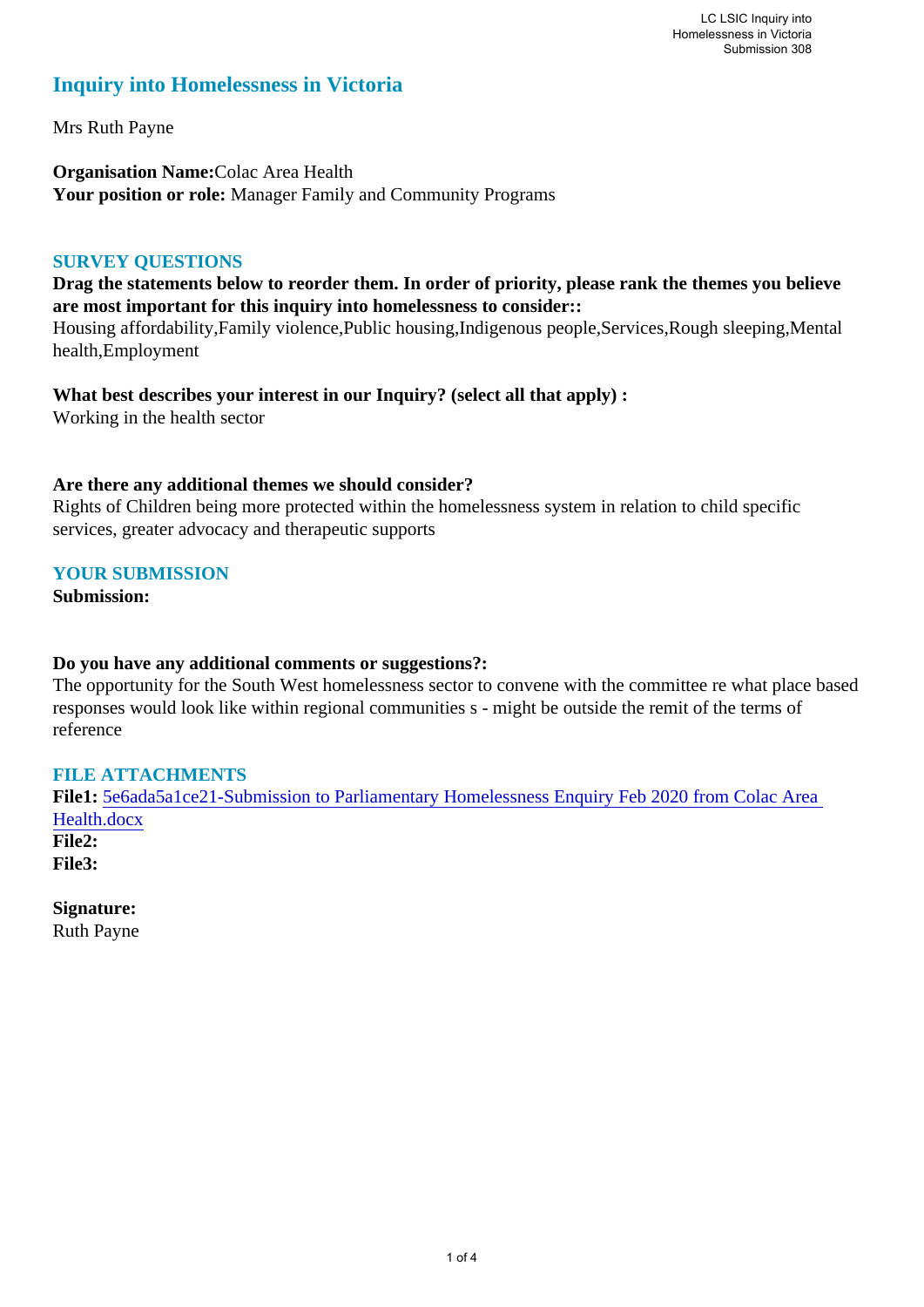# Inquiry into Homelessness in Victoria

Mrs Ruth Payne

**Organisation Name:** Colac Area Health
**Your position or role:** Manager Family and Community Programs

## SURVEY QUESTIONS

**Drag the statements below to reorder them. In order of priority, please rank the themes you believe are most important for this inquiry into homelessness to consider::**
Housing affordability,Family violence,Public housing,Indigenous people,Services,Rough sleeping,Mental health,Employment

**What best describes your interest in our Inquiry? (select all that apply) :**
Working in the health sector

**Are there any additional themes we should consider?**
Rights of Children being more protected within the homelessness system in relation to child specific services, greater advocacy and therapeutic supports

## YOUR SUBMISSION

**Submission:**

**Do you have any additional comments or suggestions?:**
The opportunity for the South West homelessness sector to convene with the committee re what place based responses would look like within regional communities s - might be outside the remit of the terms of reference

## FILE ATTACHMENTS

**File1:** 5e6ada5a1ce21-Submission to Parliamentary Homelessness Enquiry Feb 2020 from Colac Area Health.docx
**File2:**
**File3:**

**Signature:**
Ruth Payne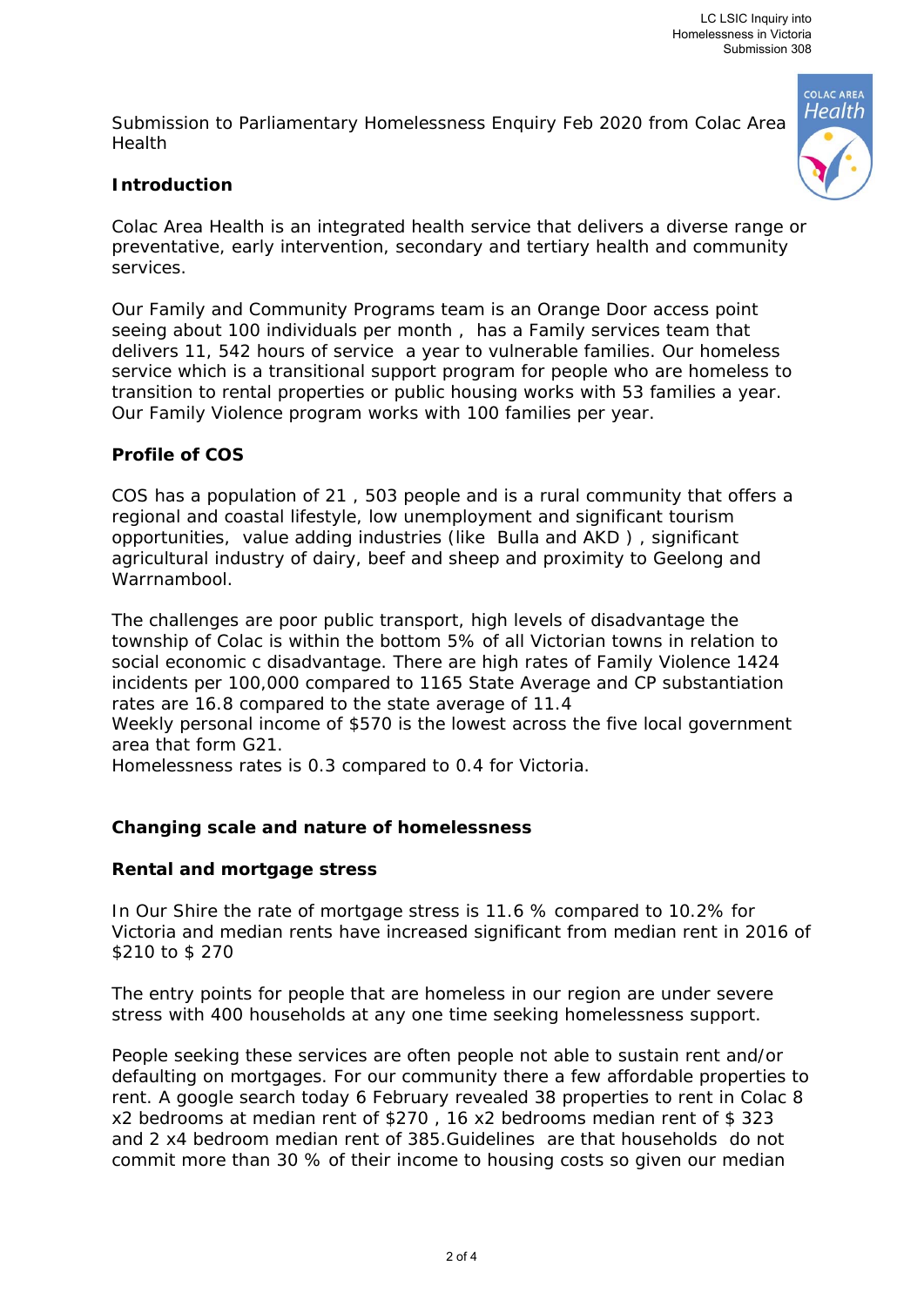Submission to Parliamentary Homelessness Enquiry Feb 2020 from Colac Area Health

## Introduction

Colac Area Health is an integrated health service that delivers a diverse range or preventative, early intervention, secondary and tertiary health and community services.

Our Family and Community Programs team is an Orange Door access point seeing about 100 individuals per month , has a Family services team that delivers 11, 542 hours of service a year to vulnerable families. Our homeless service which is a transitional support program for people who are homeless to transition to rental properties or public housing works with 53 families a year. Our Family Violence program works with 100 families per year.

## Profile of COS

COS has a population of 21 , 503 people and is a rural community that offers a regional and coastal lifestyle, low unemployment and significant tourism opportunities, value adding industries (like Bulla and AKD ) , significant agricultural industry of dairy, beef and sheep and proximity to Geelong and Warrnambool.

The challenges are poor public transport, high levels of disadvantage the township of Colac is within the bottom 5% of all Victorian towns in relation to social economic c disadvantage. There are high rates of Family Violence 1424 incidents per 100,000 compared to 1165 State Average and CP substantiation rates are 16.8 compared to the state average of 11.4
Weekly personal income of $570 is the lowest across the five local government area that form G21.
Homelessness rates is 0.3 compared to 0.4 for Victoria.

## Changing scale and nature of homelessness

### Rental and mortgage stress

In Our Shire the rate of mortgage stress is 11.6 % compared to 10.2% for Victoria and median rents have increased significant from median rent in 2016 of $210 to $ 270

The entry points for people that are homeless in our region are under severe stress with 400 households at any one time seeking homelessness support.

People seeking these services are often people not able to sustain rent and/or defaulting on mortgages. For our community there a few affordable properties to rent. A google search today 6 February revealed 38 properties to rent in Colac 8 x2 bedrooms at median rent of $270 , 16 x2 bedrooms median rent of $ 323 and 2 x4 bedroom median rent of 385.Guidelines are that households do not commit more than 30 % of their income to housing costs so given our median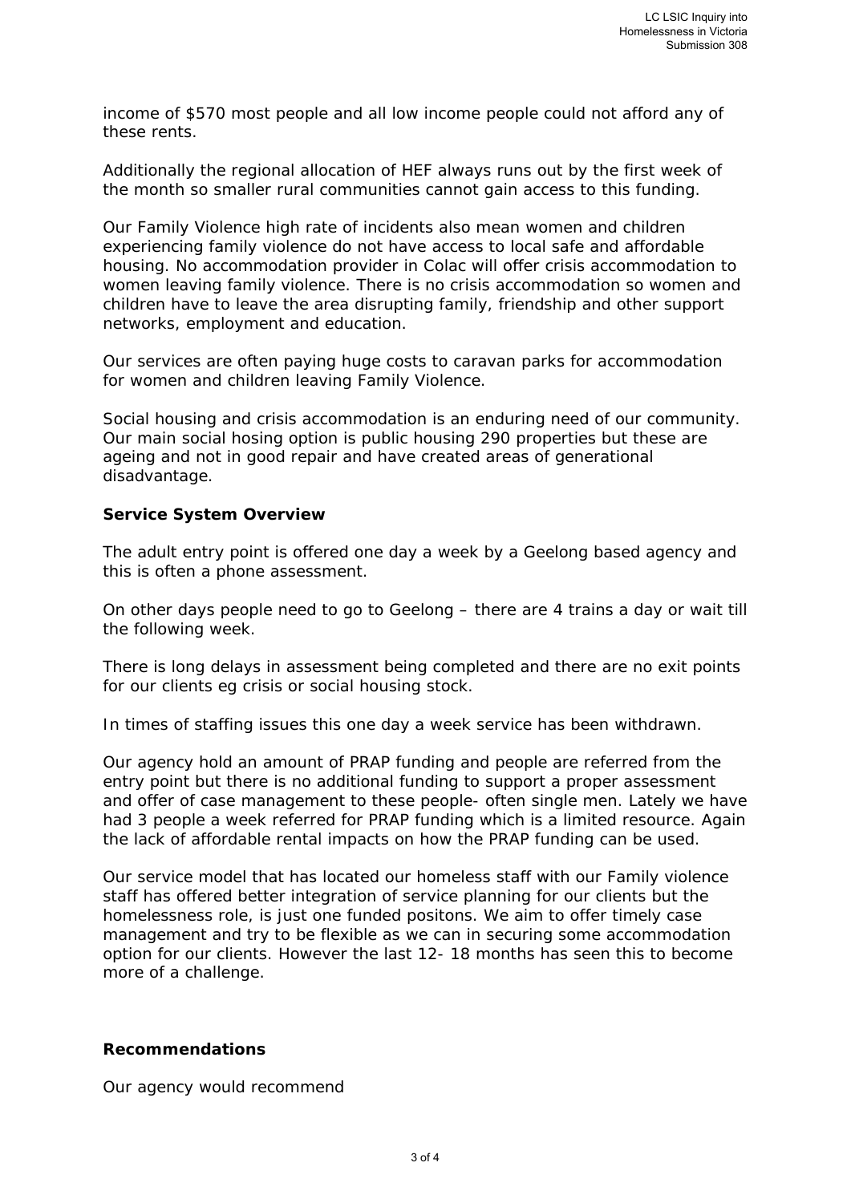income of $570 most people and all low income people could not afford any of these rents.

Additionally the regional allocation of HEF always runs out by the first week of the month so smaller rural communities cannot gain access to this funding.

Our Family Violence high rate of incidents also mean women and children experiencing family violence do not have access to local safe and affordable housing. No accommodation provider in Colac will offer crisis accommodation to women leaving family violence. There is no crisis accommodation so women and children have to leave the area disrupting family, friendship and other support networks, employment and education.

Our services are often paying huge costs to caravan parks for accommodation for women and children leaving Family Violence.

Social housing and crisis accommodation is an enduring need of our community. Our main social hosing option is public housing 290 properties but these are ageing and not in good repair and have created areas of generational disadvantage.

**Service System Overview**

The adult entry point is offered one day a week by a Geelong based agency and this is often a phone assessment.

On other days people need to go to Geelong – there are 4 trains a day or wait till the following week.

There is long delays in assessment being completed and there are no exit points for our clients eg crisis or social housing stock.

In times of staffing issues this one day a week service has been withdrawn.

Our agency hold an amount of PRAP funding and people are referred from the entry point but there is no additional funding to support a proper assessment and offer of case management to these people- often single men. Lately we have had 3 people a week referred for PRAP funding which is a limited resource. Again the lack of affordable rental impacts on how the PRAP funding can be used.

Our service model that has located our homeless staff with our Family violence staff has offered better integration of service planning for our clients but the homelessness role, is just one funded positons. We aim to offer timely case management and try to be flexible as we can in securing some accommodation option for our clients. However the last 12- 18 months has seen this to become more of a challenge.

**Recommendations**

Our agency would recommend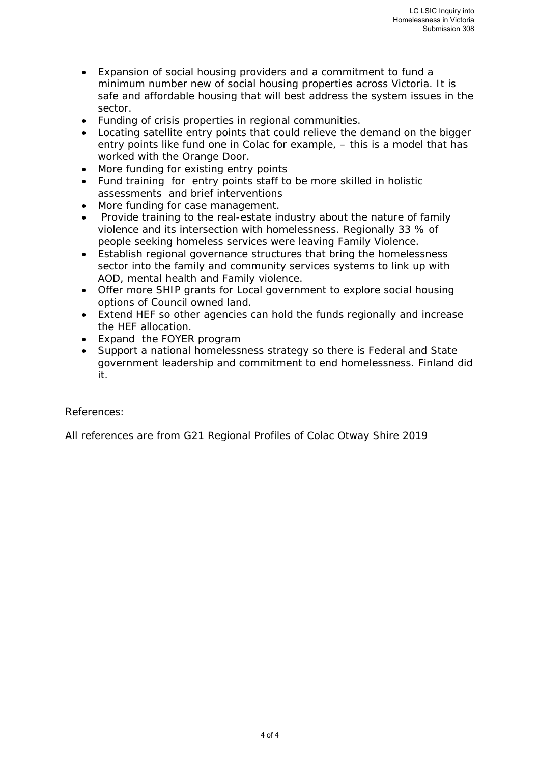- Expansion of social housing providers and a commitment to fund a minimum number new of social housing properties across Victoria. It is safe and affordable housing that will best address the system issues in the sector.
- Funding of crisis properties in regional communities.
- Locating satellite entry points that could relieve the demand on the bigger entry points like fund one in Colac for example, – this is a model that has worked with the Orange Door.
- More funding for existing entry points
- Fund training for entry points staff to be more skilled in holistic assessments and brief interventions
- More funding for case management.
- Provide training to the real-estate industry about the nature of family violence and its intersection with homelessness. Regionally 33 % of people seeking homeless services were leaving Family Violence.
- Establish regional governance structures that bring the homelessness sector into the family and community services systems to link up with AOD, mental health and Family violence.
- Offer more SHIP grants for Local government to explore social housing options of Council owned land.
- Extend HEF so other agencies can hold the funds regionally and increase the HEF allocation.
- Expand the FOYER program
- Support a national homelessness strategy so there is Federal and State government leadership and commitment to end homelessness. Finland did it.

References:

All references are from G21 Regional Profiles of Colac Otway Shire 2019